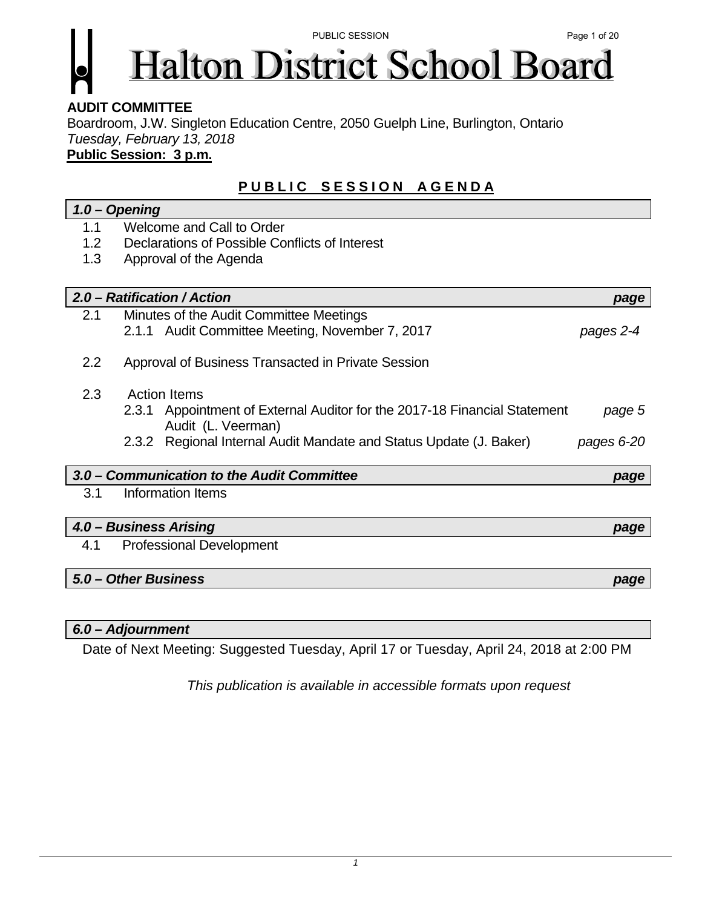# Halton District School Board

**AUDIT COMMITTEE**
Boardroom, J.W. Singleton Education Centre, 2050 Guelph Line, Burlington, Ontario
*Tuesday, February 13, 2018*
**Public Session: 3 p.m.**

## PUBLIC SESSION AGENDA

| | | |
|---|---|---|
| ***1.0 – Opening*** | | |
| 1.1 | Welcome and Call to Order | |
| 1.2 | Declarations of Possible Conflicts of Interest | |
| 1.3 | Approval of the Agenda | |
| ***2.0 – Ratification / Action*** | | ***page*** |
| 2.1 | Minutes of the Audit Committee Meetings | |
| | 2.1.1 Audit Committee Meeting, November 7, 2017 | *pages 2-4* |
| 2.2 | Approval of Business Transacted in Private Session | |
| 2.3 | Action Items | |
| | 2.3.1 Appointment of External Auditor for the 2017-18 Financial Statement Audit (L. Veerman) | *page 5* |
| | 2.3.2 Regional Internal Audit Mandate and Status Update (J. Baker) | *pages 6-20* |
| ***3.0 – Communication to the Audit Committee*** | | ***page*** |
| 3.1 | Information Items | |
| ***4.0 – Business Arising*** | | ***page*** |
| 4.1 | Professional Development | |
| ***5.0 – Other Business*** | | ***page*** |
| ***6.0 – Adjournment*** | | |

Date of Next Meeting: Suggested Tuesday, April 17 or Tuesday, April 24, 2018 at 2:00 PM

*This publication is available in accessible formats upon request*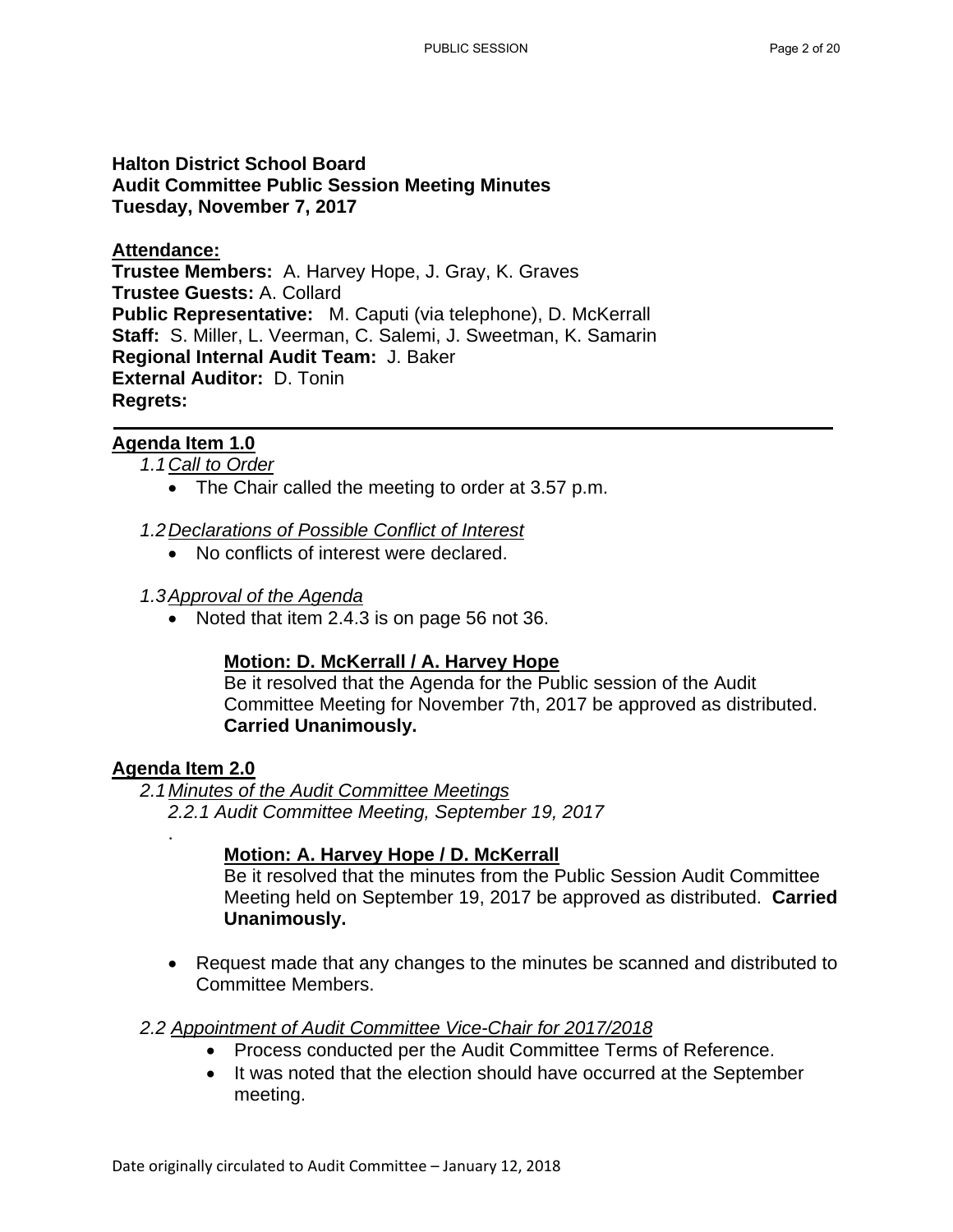**Halton District School Board**
**Audit Committee Public Session Meeting Minutes**
**Tuesday, November 7, 2017**

**Attendance:**
**Trustee Members:** A. Harvey Hope, J. Gray, K. Graves
**Trustee Guests:** A. Collard
**Public Representative:** M. Caputi (via telephone), D. McKerrall
**Staff:** S. Miller, L. Veerman, C. Salemi, J. Sweetman, K. Samarin
**Regional Internal Audit Team:** J. Baker
**External Auditor:** D. Tonin
**Regrets:**

---

## Agenda Item 1.0

*1.1 Call to Order*

- The Chair called the meeting to order at 3.57 p.m.

*1.2 Declarations of Possible Conflict of Interest*

- No conflicts of interest were declared.

*1.3 Approval of the Agenda*

- Noted that item 2.4.3 is on page 56 not 36.

**Motion: D. McKerrall / A. Harvey Hope**
Be it resolved that the Agenda for the Public session of the Audit Committee Meeting for November 7th, 2017 be approved as distributed. **Carried Unanimously.**

## Agenda Item 2.0

*2.1 Minutes of the Audit Committee Meetings*

*2.2.1 Audit Committee Meeting, September 19, 2017*

.

**Motion: A. Harvey Hope / D. McKerrall**
Be it resolved that the minutes from the Public Session Audit Committee Meeting held on September 19, 2017 be approved as distributed. **Carried Unanimously.**

- Request made that any changes to the minutes be scanned and distributed to Committee Members.

*2.2 Appointment of Audit Committee Vice-Chair for 2017/2018*

- Process conducted per the Audit Committee Terms of Reference.
- It was noted that the election should have occurred at the September meeting.

Date originally circulated to Audit Committee – January 12, 2018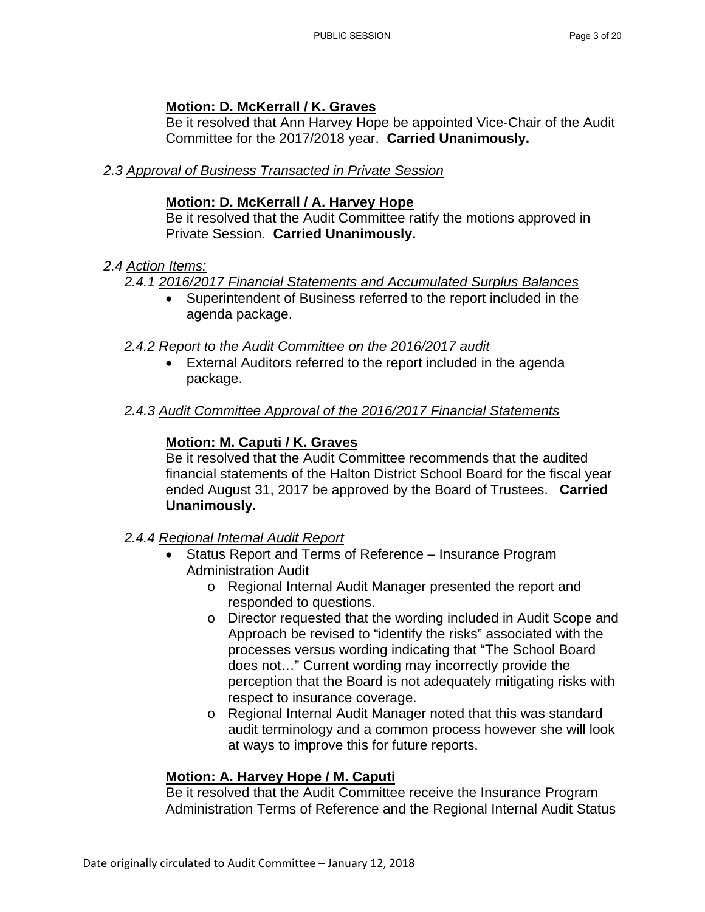**Motion: D. McKerrall / K. Graves**
Be it resolved that Ann Harvey Hope be appointed Vice-Chair of the Audit Committee for the 2017/2018 year. **Carried Unanimously.**

*2.3 Approval of Business Transacted in Private Session*

**Motion: D. McKerrall / A. Harvey Hope**
Be it resolved that the Audit Committee ratify the motions approved in Private Session. **Carried Unanimously.**

*2.4 Action Items:*

*2.4.1 2016/2017 Financial Statements and Accumulated Surplus Balances*

- Superintendent of Business referred to the report included in the agenda package.

*2.4.2 Report to the Audit Committee on the 2016/2017 audit*

- External Auditors referred to the report included in the agenda package.

*2.4.3 Audit Committee Approval of the 2016/2017 Financial Statements*

**Motion: M. Caputi / K. Graves**
Be it resolved that the Audit Committee recommends that the audited financial statements of the Halton District School Board for the fiscal year ended August 31, 2017 be approved by the Board of Trustees. **Carried Unanimously.**

*2.4.4 Regional Internal Audit Report*

- Status Report and Terms of Reference – Insurance Program Administration Audit
  - Regional Internal Audit Manager presented the report and responded to questions.
  - Director requested that the wording included in Audit Scope and Approach be revised to "identify the risks" associated with the processes versus wording indicating that "The School Board does not…" Current wording may incorrectly provide the perception that the Board is not adequately mitigating risks with respect to insurance coverage.
  - Regional Internal Audit Manager noted that this was standard audit terminology and a common process however she will look at ways to improve this for future reports.

**Motion: A. Harvey Hope / M. Caputi**
Be it resolved that the Audit Committee receive the Insurance Program Administration Terms of Reference and the Regional Internal Audit Status

Date originally circulated to Audit Committee – January 12, 2018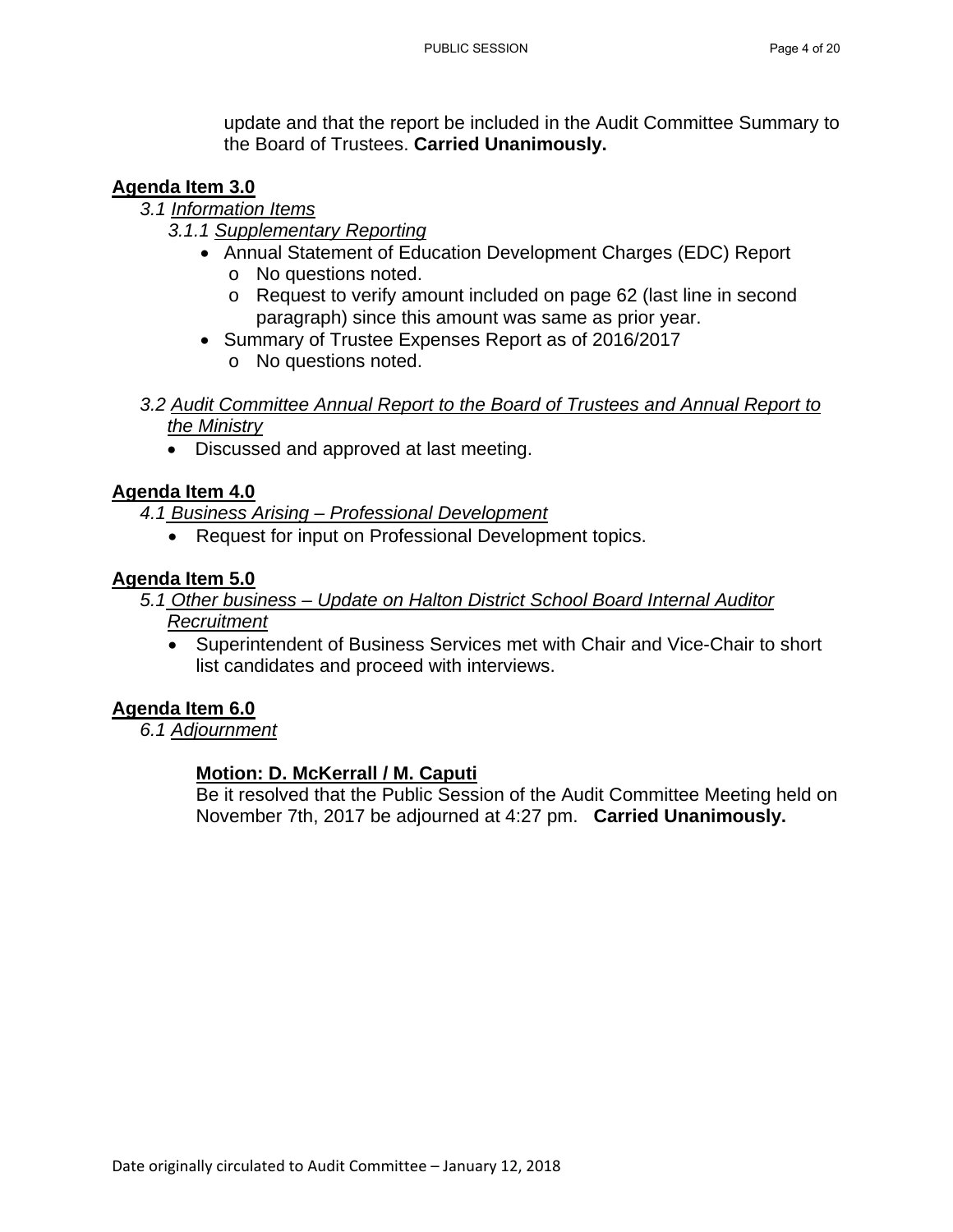update and that the report be included in the Audit Committee Summary to the Board of Trustees. **Carried Unanimously.**

**Agenda Item 3.0**

*3.1 Information Items*

*3.1.1 Supplementary Reporting*

- Annual Statement of Education Development Charges (EDC) Report
  - No questions noted.
  - Request to verify amount included on page 62 (last line in second paragraph) since this amount was same as prior year.
- Summary of Trustee Expenses Report as of 2016/2017
  - No questions noted.

*3.2 Audit Committee Annual Report to the Board of Trustees and Annual Report to the Ministry*

- Discussed and approved at last meeting.

**Agenda Item 4.0**

*4.1 Business Arising – Professional Development*

- Request for input on Professional Development topics.

**Agenda Item 5.0**

*5.1 Other business – Update on Halton District School Board Internal Auditor Recruitment*

- Superintendent of Business Services met with Chair and Vice-Chair to short list candidates and proceed with interviews.

**Agenda Item 6.0**

*6.1 Adjournment*

**Motion: D. McKerrall / M. Caputi**

Be it resolved that the Public Session of the Audit Committee Meeting held on November 7th, 2017 be adjourned at 4:27 pm. **Carried Unanimously.**

Date originally circulated to Audit Committee – January 12, 2018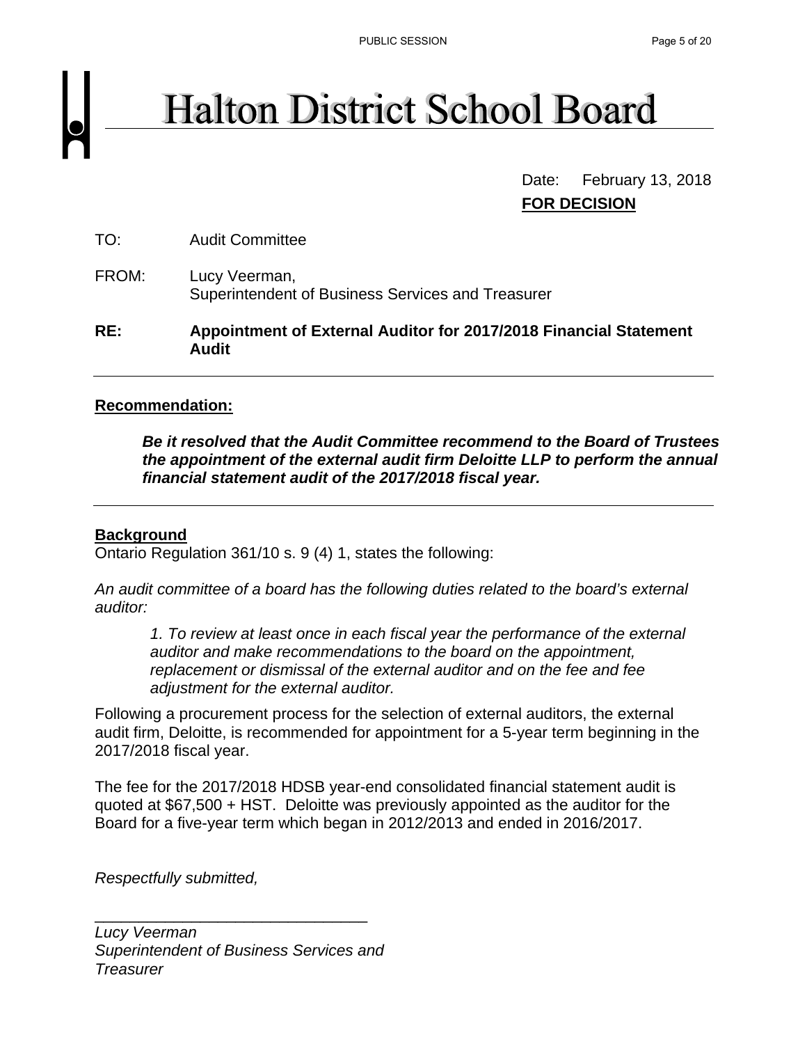# Halton District School Board

Date: February 13, 2018

**FOR DECISION**

TO: Audit Committee

FROM: Lucy Veerman,
Superintendent of Business Services and Treasurer

**RE: Appointment of External Auditor for 2017/2018 Financial Statement Audit**

---

**Recommendation:**

> ***Be it resolved that the Audit Committee recommend to the Board of Trustees the appointment of the external audit firm Deloitte LLP to perform the annual financial statement audit of the 2017/2018 fiscal year.***

---

**Background**

Ontario Regulation 361/10 s. 9 (4) 1, states the following:

*An audit committee of a board has the following duties related to the board's external auditor:*

> *1. To review at least once in each fiscal year the performance of the external auditor and make recommendations to the board on the appointment, replacement or dismissal of the external auditor and on the fee and fee adjustment for the external auditor.*

Following a procurement process for the selection of external auditors, the external audit firm, Deloitte, is recommended for appointment for a 5-year term beginning in the 2017/2018 fiscal year.

The fee for the 2017/2018 HDSB year-end consolidated financial statement audit is quoted at $67,500 + HST. Deloitte was previously appointed as the auditor for the Board for a five-year term which began in 2012/2013 and ended in 2016/2017.

*Respectfully submitted,*

\_\_\_\_\_\_\_\_\_\_\_\_\_\_\_\_\_\_\_\_\_\_\_\_\_\_\_\_\_\_\_\_

*Lucy Veerman*
*Superintendent of Business Services and Treasurer*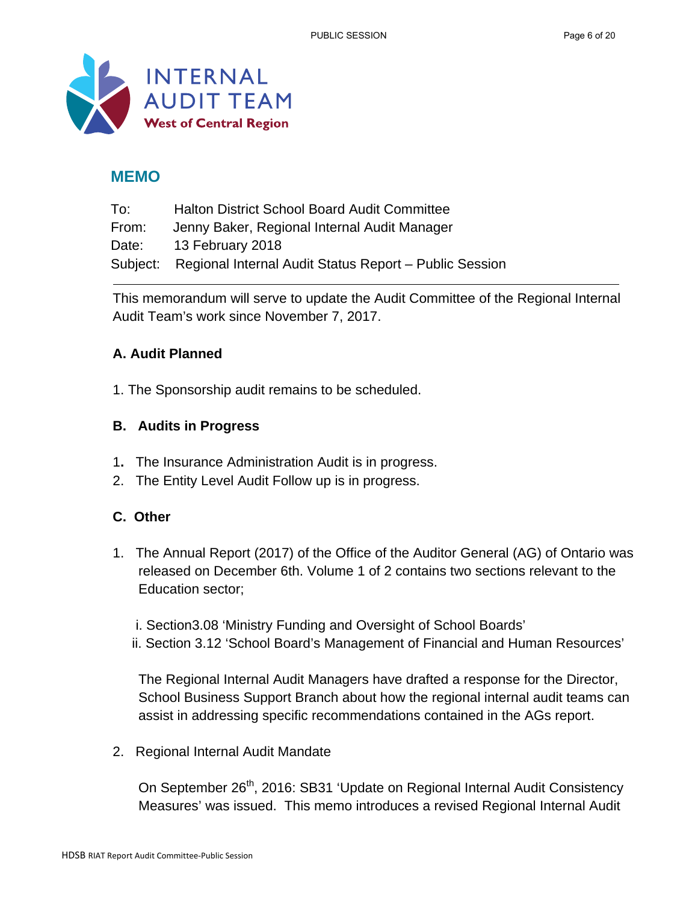INTERNAL AUDIT TEAM
West of Central Region

## MEMO

To: Halton District School Board Audit Committee
From: Jenny Baker, Regional Internal Audit Manager
Date: 13 February 2018
Subject: Regional Internal Audit Status Report – Public Session

---

This memorandum will serve to update the Audit Committee of the Regional Internal Audit Team's work since November 7, 2017.

### A. Audit Planned

1. The Sponsorship audit remains to be scheduled.

### B. Audits in Progress

1. The Insurance Administration Audit is in progress.
2. The Entity Level Audit Follow up is in progress.

### C. Other

1. The Annual Report (2017) of the Office of the Auditor General (AG) of Ontario was released on December 6th. Volume 1 of 2 contains two sections relevant to the Education sector;

   i. Section3.08 'Ministry Funding and Oversight of School Boards'
   ii. Section 3.12 'School Board's Management of Financial and Human Resources'

   The Regional Internal Audit Managers have drafted a response for the Director, School Business Support Branch about how the regional internal audit teams can assist in addressing specific recommendations contained in the AGs report.

2. Regional Internal Audit Mandate

   On September 26th, 2016: SB31 'Update on Regional Internal Audit Consistency Measures' was issued. This memo introduces a revised Regional Internal Audit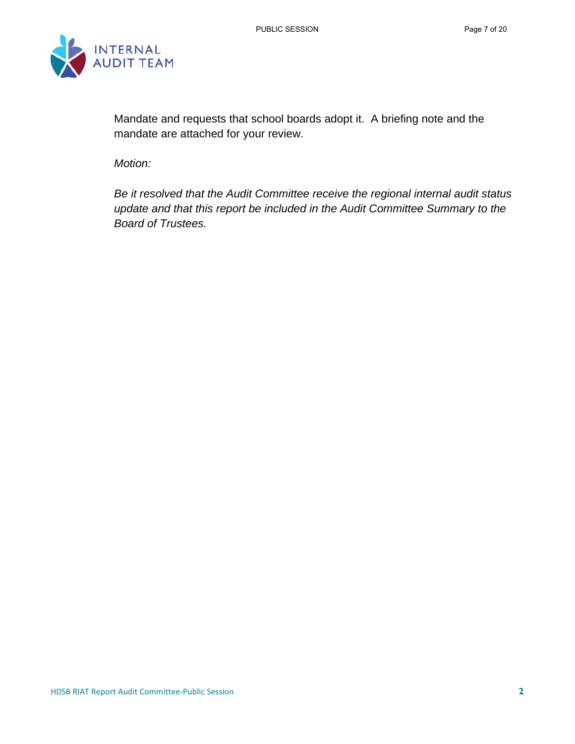Mandate and requests that school boards adopt it.  A briefing note and the mandate are attached for your review.

*Motion:*

*Be it resolved that the Audit Committee receive the regional internal audit status update and that this report be included in the Audit Committee Summary to the Board of Trustees.*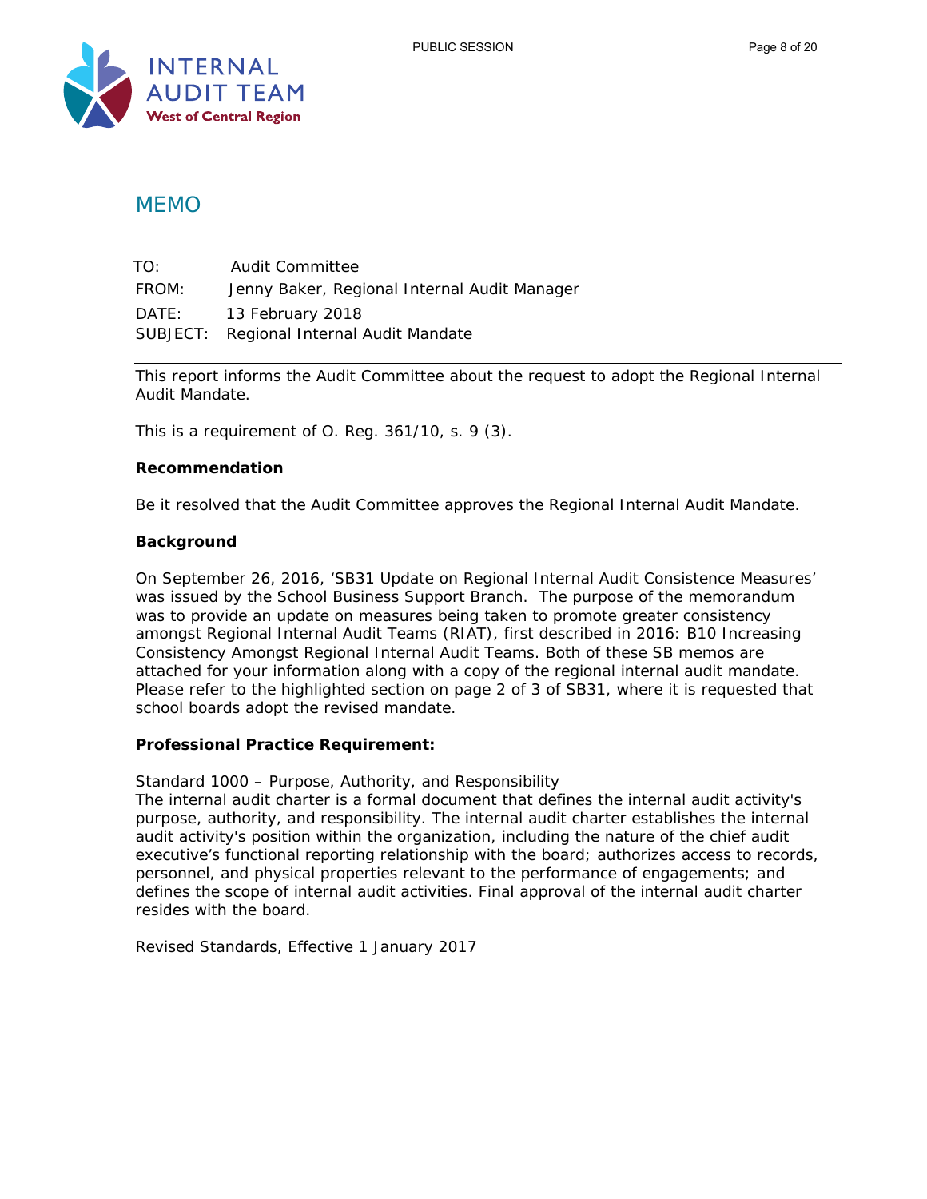INTERNAL AUDIT TEAM
West of Central Region

# MEMO

| | |
|---|---|
| TO: | Audit Committee |
| FROM: | Jenny Baker, Regional Internal Audit Manager |
| DATE: | 13 February 2018 |
| SUBJECT: | Regional Internal Audit Mandate |

---

This report informs the Audit Committee about the request to adopt the Regional Internal Audit Mandate.

This is a requirement of O. Reg. 361/10, s. 9 (3).

**Recommendation**

Be it resolved that the Audit Committee approves the Regional Internal Audit Mandate.

**Background**

On September 26, 2016, 'SB31 Update on Regional Internal Audit Consistence Measures' was issued by the School Business Support Branch. The purpose of the memorandum was to provide an update on measures being taken to promote greater consistency amongst Regional Internal Audit Teams (RIAT), first described in 2016: B10 Increasing Consistency Amongst Regional Internal Audit Teams. Both of these SB memos are attached for your information along with a copy of the regional internal audit mandate. Please refer to the highlighted section on page 2 of 3 of SB31, where it is requested that school boards adopt the revised mandate.

**Professional Practice Requirement:**

Standard 1000 – Purpose, Authority, and Responsibility
The internal audit charter is a formal document that defines the internal audit activity's purpose, authority, and responsibility. The internal audit charter establishes the internal audit activity's position within the organization, including the nature of the chief audit executive's functional reporting relationship with the board; authorizes access to records, personnel, and physical properties relevant to the performance of engagements; and defines the scope of internal audit activities. Final approval of the internal audit charter resides with the board.

Revised Standards, Effective 1 January 2017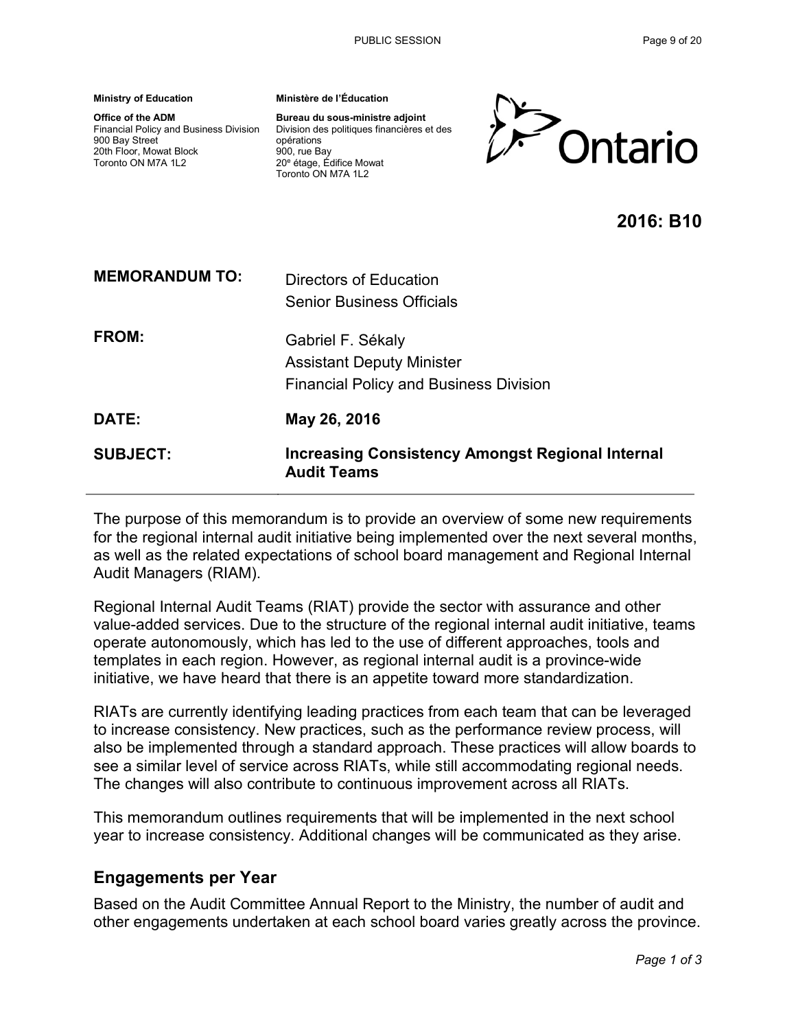**Ministry of Education**

**Office of the ADM**
Financial Policy and Business Division
900 Bay Street
20th Floor, Mowat Block
Toronto ON M7A 1L2

**Ministère de l'Éducation**

**Bureau du sous-ministre adjoint**
Division des politiques financières et des opérations
900, rue Bay
20ᵉ étage, Édifice Mowat
Toronto ON M7A 1L2

Ontario

**2016: B10**

| | |
|---|---|
| **MEMORANDUM TO:** | Directors of Education<br>Senior Business Officials |
| **FROM:** | Gabriel F. Sékaly<br>Assistant Deputy Minister<br>Financial Policy and Business Division |
| **DATE:** | **May 26, 2016** |
| **SUBJECT:** | **Increasing Consistency Amongst Regional Internal Audit Teams** |

The purpose of this memorandum is to provide an overview of some new requirements for the regional internal audit initiative being implemented over the next several months, as well as the related expectations of school board management and Regional Internal Audit Managers (RIAM).

Regional Internal Audit Teams (RIAT) provide the sector with assurance and other value-added services. Due to the structure of the regional internal audit initiative, teams operate autonomously, which has led to the use of different approaches, tools and templates in each region. However, as regional internal audit is a province-wide initiative, we have heard that there is an appetite toward more standardization.

RIATs are currently identifying leading practices from each team that can be leveraged to increase consistency. New practices, such as the performance review process, will also be implemented through a standard approach. These practices will allow boards to see a similar level of service across RIATs, while still accommodating regional needs. The changes will also contribute to continuous improvement across all RIATs.

This memorandum outlines requirements that will be implemented in the next school year to increase consistency. Additional changes will be communicated as they arise.

## Engagements per Year

Based on the Audit Committee Annual Report to the Ministry, the number of audit and other engagements undertaken at each school board varies greatly across the province.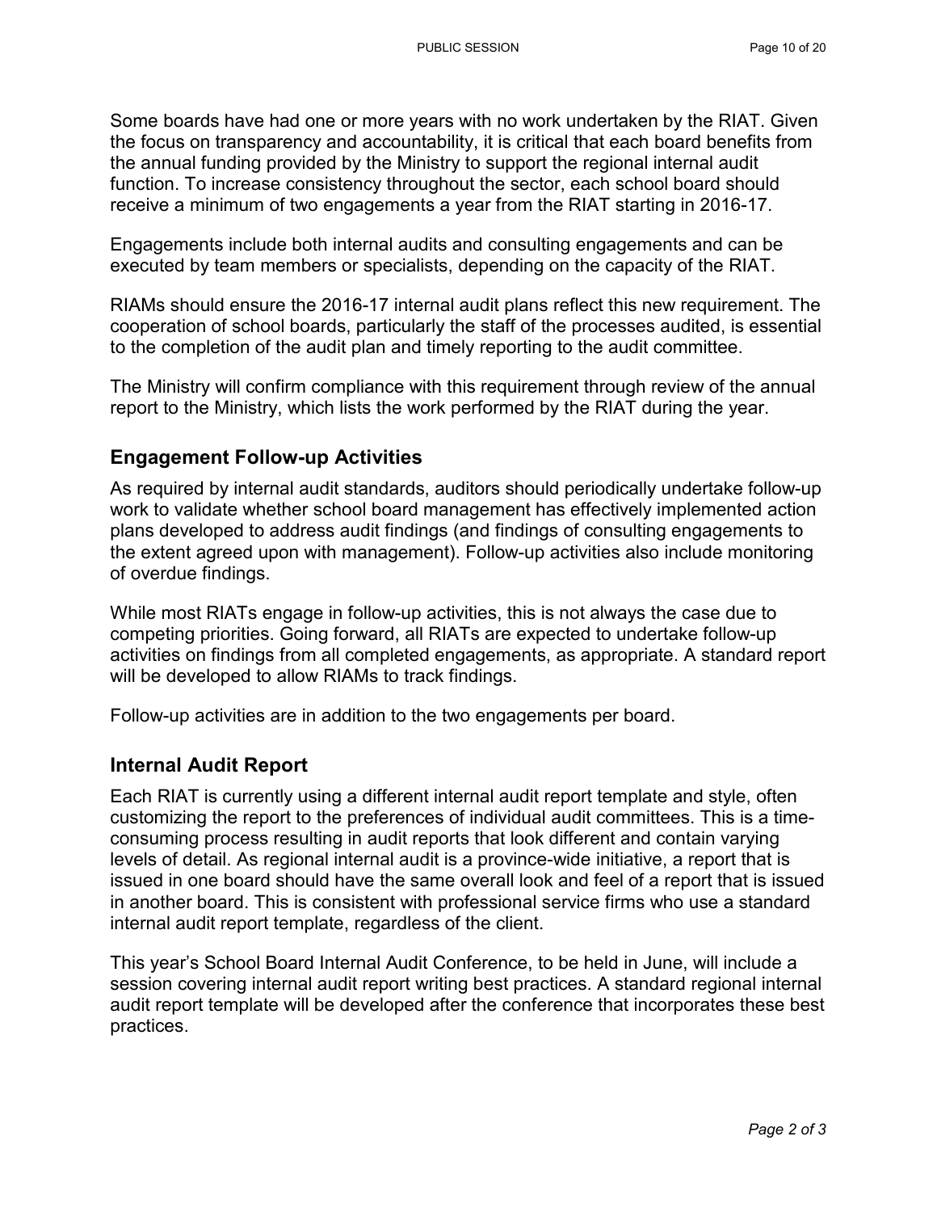Some boards have had one or more years with no work undertaken by the RIAT. Given the focus on transparency and accountability, it is critical that each board benefits from the annual funding provided by the Ministry to support the regional internal audit function. To increase consistency throughout the sector, each school board should receive a minimum of two engagements a year from the RIAT starting in 2016-17.

Engagements include both internal audits and consulting engagements and can be executed by team members or specialists, depending on the capacity of the RIAT.

RIAMs should ensure the 2016-17 internal audit plans reflect this new requirement. The cooperation of school boards, particularly the staff of the processes audited, is essential to the completion of the audit plan and timely reporting to the audit committee.

The Ministry will confirm compliance with this requirement through review of the annual report to the Ministry, which lists the work performed by the RIAT during the year.

## Engagement Follow-up Activities

As required by internal audit standards, auditors should periodically undertake follow-up work to validate whether school board management has effectively implemented action plans developed to address audit findings (and findings of consulting engagements to the extent agreed upon with management). Follow-up activities also include monitoring of overdue findings.

While most RIATs engage in follow-up activities, this is not always the case due to competing priorities. Going forward, all RIATs are expected to undertake follow-up activities on findings from all completed engagements, as appropriate. A standard report will be developed to allow RIAMs to track findings.

Follow-up activities are in addition to the two engagements per board.

## Internal Audit Report

Each RIAT is currently using a different internal audit report template and style, often customizing the report to the preferences of individual audit committees. This is a time-consuming process resulting in audit reports that look different and contain varying levels of detail. As regional internal audit is a province-wide initiative, a report that is issued in one board should have the same overall look and feel of a report that is issued in another board. This is consistent with professional service firms who use a standard internal audit report template, regardless of the client.

This year's School Board Internal Audit Conference, to be held in June, will include a session covering internal audit report writing best practices. A standard regional internal audit report template will be developed after the conference that incorporates these best practices.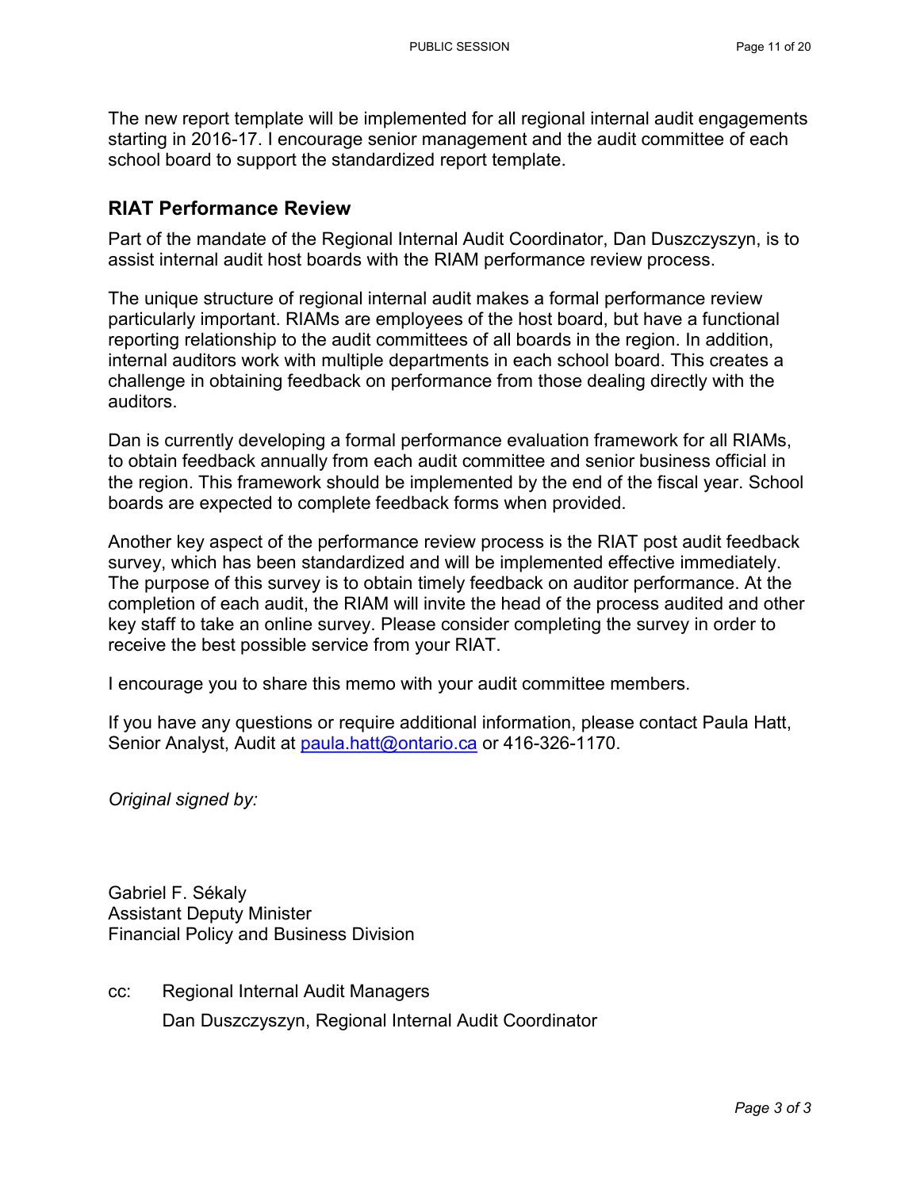The new report template will be implemented for all regional internal audit engagements starting in 2016-17. I encourage senior management and the audit committee of each school board to support the standardized report template.

## RIAT Performance Review

Part of the mandate of the Regional Internal Audit Coordinator, Dan Duszczyszyn, is to assist internal audit host boards with the RIAM performance review process.

The unique structure of regional internal audit makes a formal performance review particularly important. RIAMs are employees of the host board, but have a functional reporting relationship to the audit committees of all boards in the region. In addition, internal auditors work with multiple departments in each school board. This creates a challenge in obtaining feedback on performance from those dealing directly with the auditors.

Dan is currently developing a formal performance evaluation framework for all RIAMs, to obtain feedback annually from each audit committee and senior business official in the region. This framework should be implemented by the end of the fiscal year. School boards are expected to complete feedback forms when provided.

Another key aspect of the performance review process is the RIAT post audit feedback survey, which has been standardized and will be implemented effective immediately. The purpose of this survey is to obtain timely feedback on auditor performance. At the completion of each audit, the RIAM will invite the head of the process audited and other key staff to take an online survey. Please consider completing the survey in order to receive the best possible service from your RIAT.

I encourage you to share this memo with your audit committee members.

If you have any questions or require additional information, please contact Paula Hatt, Senior Analyst, Audit at paula.hatt@ontario.ca or 416-326-1170.

*Original signed by:*

Gabriel F. Sékaly
Assistant Deputy Minister
Financial Policy and Business Division

cc: Regional Internal Audit Managers
Dan Duszczyszyn, Regional Internal Audit Coordinator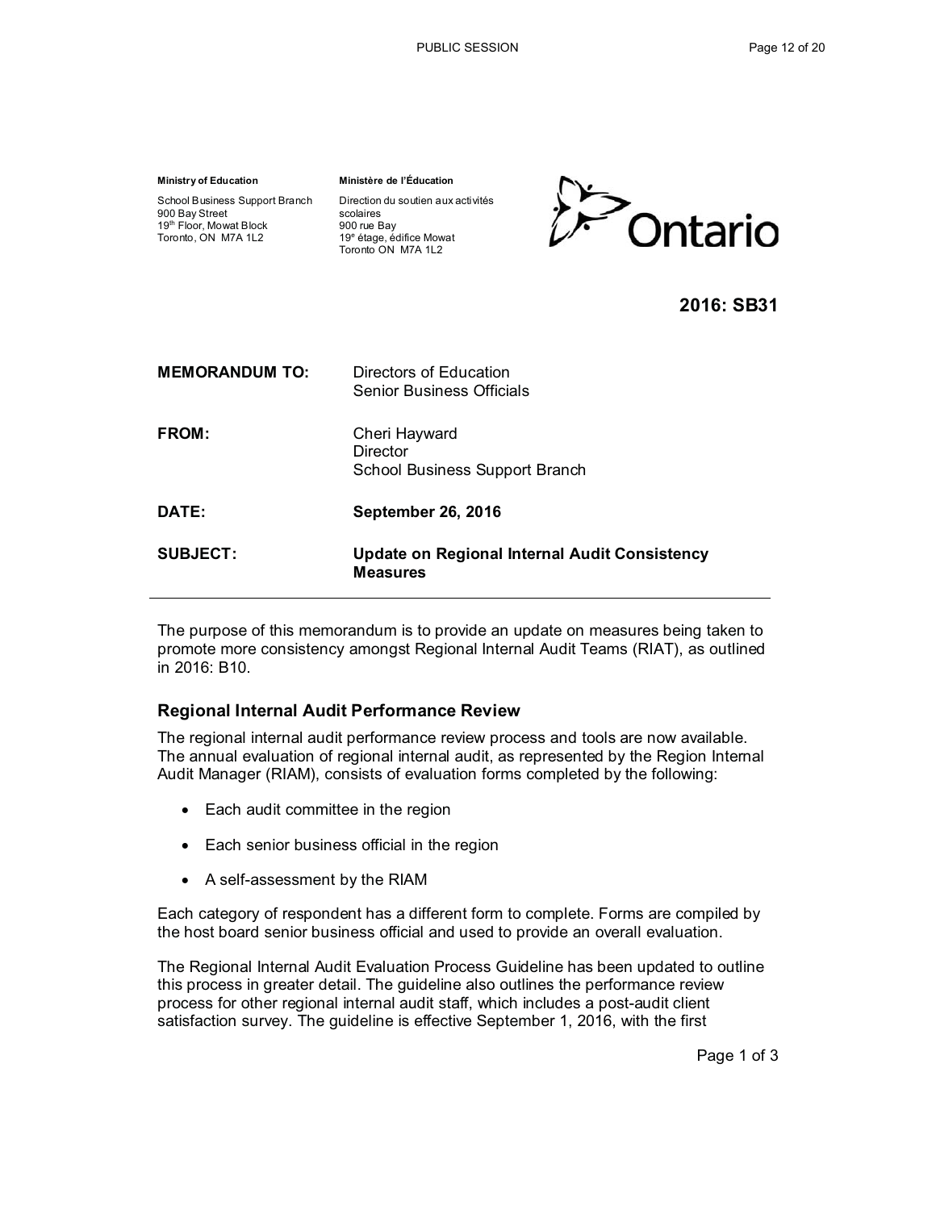**Ministry of Education**

School Business Support Branch
900 Bay Street
19th Floor, Mowat Block
Toronto, ON M7A 1L2

**Ministère de l'Éducation**

Direction du soutien aux activités scolaires
900 rue Bay
19e étage, édifice Mowat
Toronto ON M7A 1L2

Ontario

**2016: SB31**

| | |
|---|---|
| **MEMORANDUM TO:** | Directors of Education<br>Senior Business Officials |
| **FROM:** | Cheri Hayward<br>Director<br>School Business Support Branch |
| **DATE:** | **September 26, 2016** |
| **SUBJECT:** | **Update on Regional Internal Audit Consistency Measures** |

The purpose of this memorandum is to provide an update on measures being taken to promote more consistency amongst Regional Internal Audit Teams (RIAT), as outlined in 2016: B10.

## Regional Internal Audit Performance Review

The regional internal audit performance review process and tools are now available. The annual evaluation of regional internal audit, as represented by the Region Internal Audit Manager (RIAM), consists of evaluation forms completed by the following:

- Each audit committee in the region
- Each senior business official in the region
- A self-assessment by the RIAM

Each category of respondent has a different form to complete. Forms are compiled by the host board senior business official and used to provide an overall evaluation.

The Regional Internal Audit Evaluation Process Guideline has been updated to outline this process in greater detail. The guideline also outlines the performance review process for other regional internal audit staff, which includes a post-audit client satisfaction survey. The guideline is effective September 1, 2016, with the first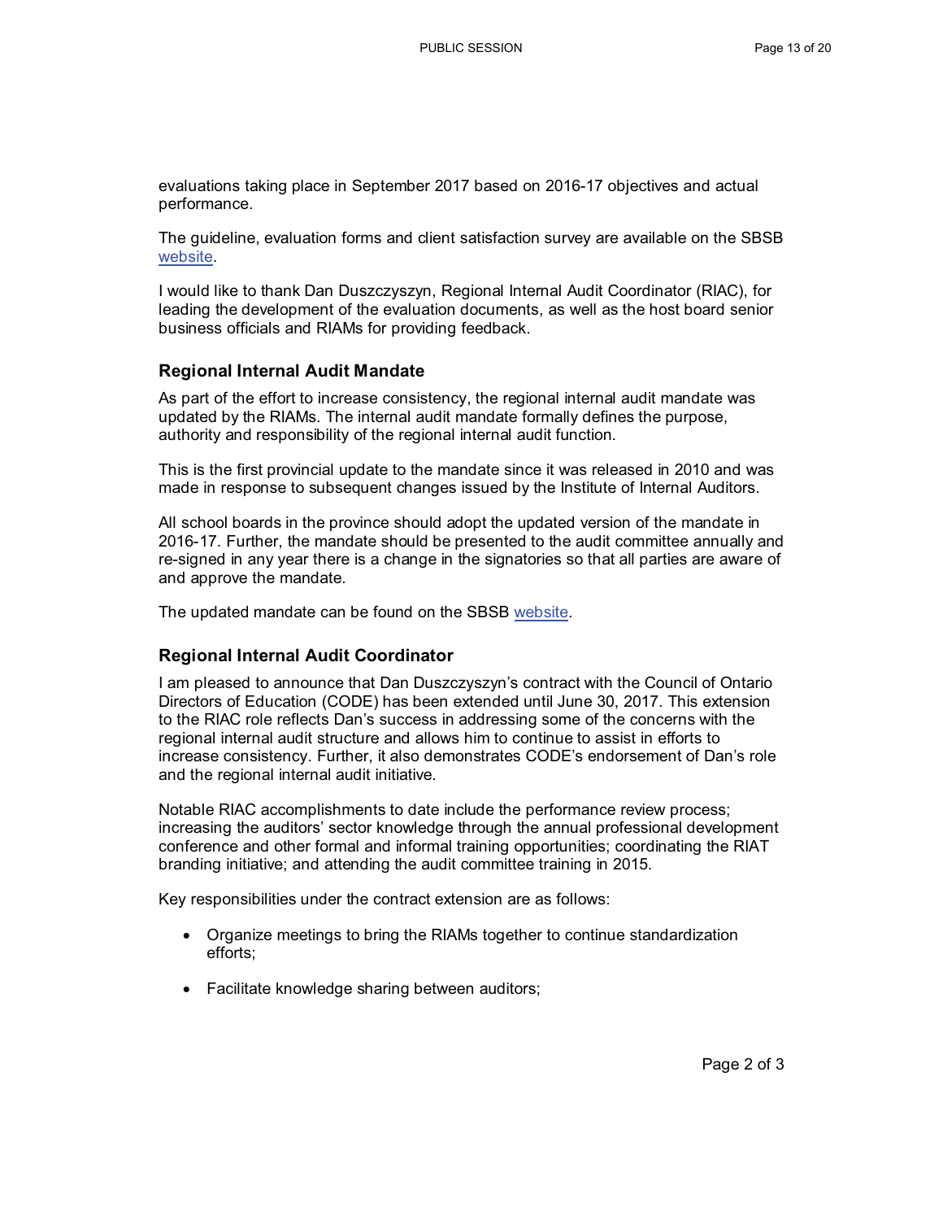evaluations taking place in September 2017 based on 2016-17 objectives and actual performance.

The guideline, evaluation forms and client satisfaction survey are available on the SBSB website.

I would like to thank Dan Duszczyszyn, Regional Internal Audit Coordinator (RIAC), for leading the development of the evaluation documents, as well as the host board senior business officials and RIAMs for providing feedback.

### Regional Internal Audit Mandate

As part of the effort to increase consistency, the regional internal audit mandate was updated by the RIAMs. The internal audit mandate formally defines the purpose, authority and responsibility of the regional internal audit function.

This is the first provincial update to the mandate since it was released in 2010 and was made in response to subsequent changes issued by the Institute of Internal Auditors.

All school boards in the province should adopt the updated version of the mandate in 2016-17. Further, the mandate should be presented to the audit committee annually and re-signed in any year there is a change in the signatories so that all parties are aware of and approve the mandate.

The updated mandate can be found on the SBSB website.

### Regional Internal Audit Coordinator

I am pleased to announce that Dan Duszczyszyn's contract with the Council of Ontario Directors of Education (CODE) has been extended until June 30, 2017. This extension to the RIAC role reflects Dan's success in addressing some of the concerns with the regional internal audit structure and allows him to continue to assist in efforts to increase consistency. Further, it also demonstrates CODE's endorsement of Dan's role and the regional internal audit initiative.

Notable RIAC accomplishments to date include the performance review process; increasing the auditors' sector knowledge through the annual professional development conference and other formal and informal training opportunities; coordinating the RIAT branding initiative; and attending the audit committee training in 2015.

Key responsibilities under the contract extension are as follows:

- Organize meetings to bring the RIAMs together to continue standardization efforts;
- Facilitate knowledge sharing between auditors;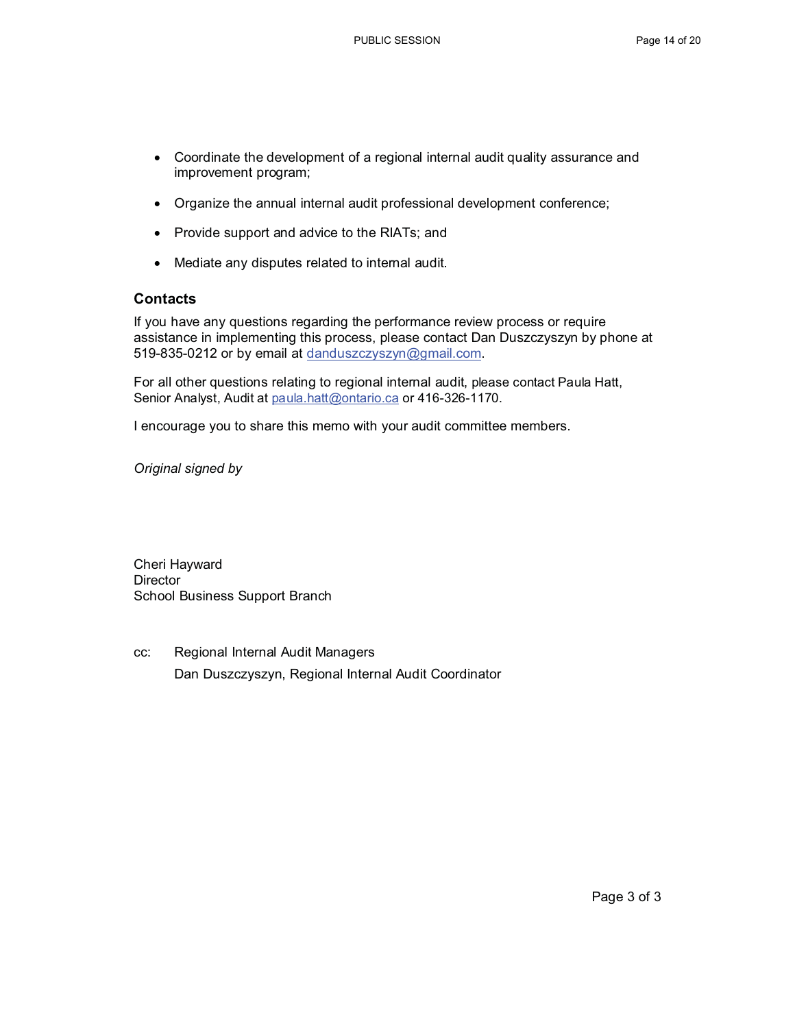- Coordinate the development of a regional internal audit quality assurance and improvement program;
- Organize the annual internal audit professional development conference;
- Provide support and advice to the RIATs; and
- Mediate any disputes related to internal audit.

## Contacts

If you have any questions regarding the performance review process or require assistance in implementing this process, please contact Dan Duszczyszyn by phone at 519-835-0212 or by email at danduszczyszyn@gmail.com.

For all other questions relating to regional internal audit, please contact Paula Hatt, Senior Analyst, Audit at paula.hatt@ontario.ca or 416-326-1170.

I encourage you to share this memo with your audit committee members.

*Original signed by*

Cheri Hayward
Director
School Business Support Branch

cc: Regional Internal Audit Managers
Dan Duszczyszyn, Regional Internal Audit Coordinator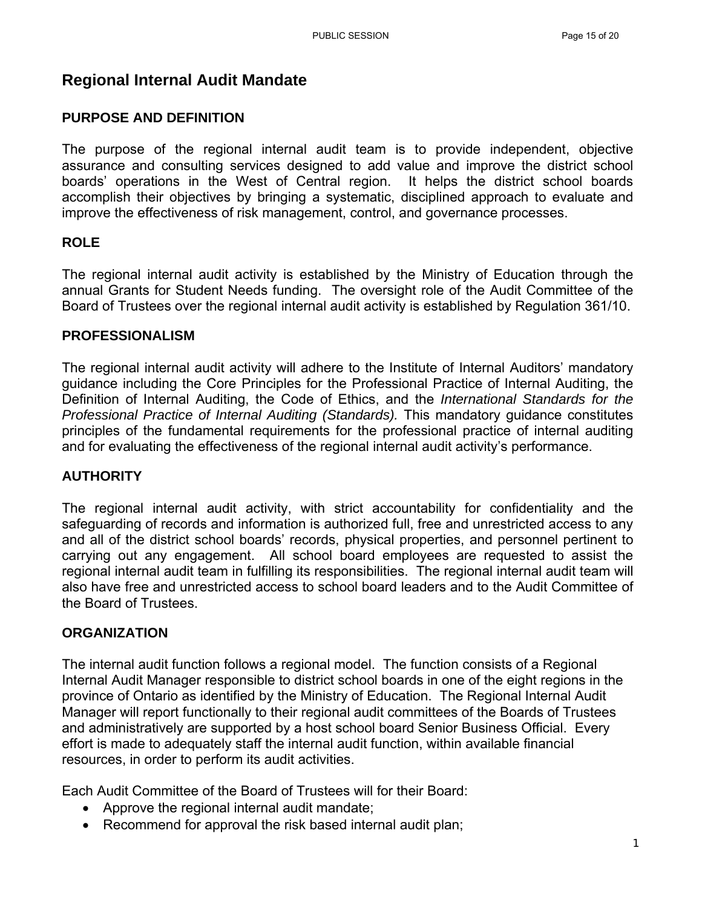# Regional Internal Audit Mandate

## PURPOSE AND DEFINITION

The purpose of the regional internal audit team is to provide independent, objective assurance and consulting services designed to add value and improve the district school boards' operations in the West of Central region. It helps the district school boards accomplish their objectives by bringing a systematic, disciplined approach to evaluate and improve the effectiveness of risk management, control, and governance processes.

## ROLE

The regional internal audit activity is established by the Ministry of Education through the annual Grants for Student Needs funding. The oversight role of the Audit Committee of the Board of Trustees over the regional internal audit activity is established by Regulation 361/10.

## PROFESSIONALISM

The regional internal audit activity will adhere to the Institute of Internal Auditors' mandatory guidance including the Core Principles for the Professional Practice of Internal Auditing, the Definition of Internal Auditing, the Code of Ethics, and the *International Standards for the Professional Practice of Internal Auditing (Standards).* This mandatory guidance constitutes principles of the fundamental requirements for the professional practice of internal auditing and for evaluating the effectiveness of the regional internal audit activity's performance.

## AUTHORITY

The regional internal audit activity, with strict accountability for confidentiality and the safeguarding of records and information is authorized full, free and unrestricted access to any and all of the district school boards' records, physical properties, and personnel pertinent to carrying out any engagement. All school board employees are requested to assist the regional internal audit team in fulfilling its responsibilities. The regional internal audit team will also have free and unrestricted access to school board leaders and to the Audit Committee of the Board of Trustees.

## ORGANIZATION

The internal audit function follows a regional model. The function consists of a Regional Internal Audit Manager responsible to district school boards in one of the eight regions in the province of Ontario as identified by the Ministry of Education. The Regional Internal Audit Manager will report functionally to their regional audit committees of the Boards of Trustees and administratively are supported by a host school board Senior Business Official. Every effort is made to adequately staff the internal audit function, within available financial resources, in order to perform its audit activities.

Each Audit Committee of the Board of Trustees will for their Board:

- Approve the regional internal audit mandate;
- Recommend for approval the risk based internal audit plan;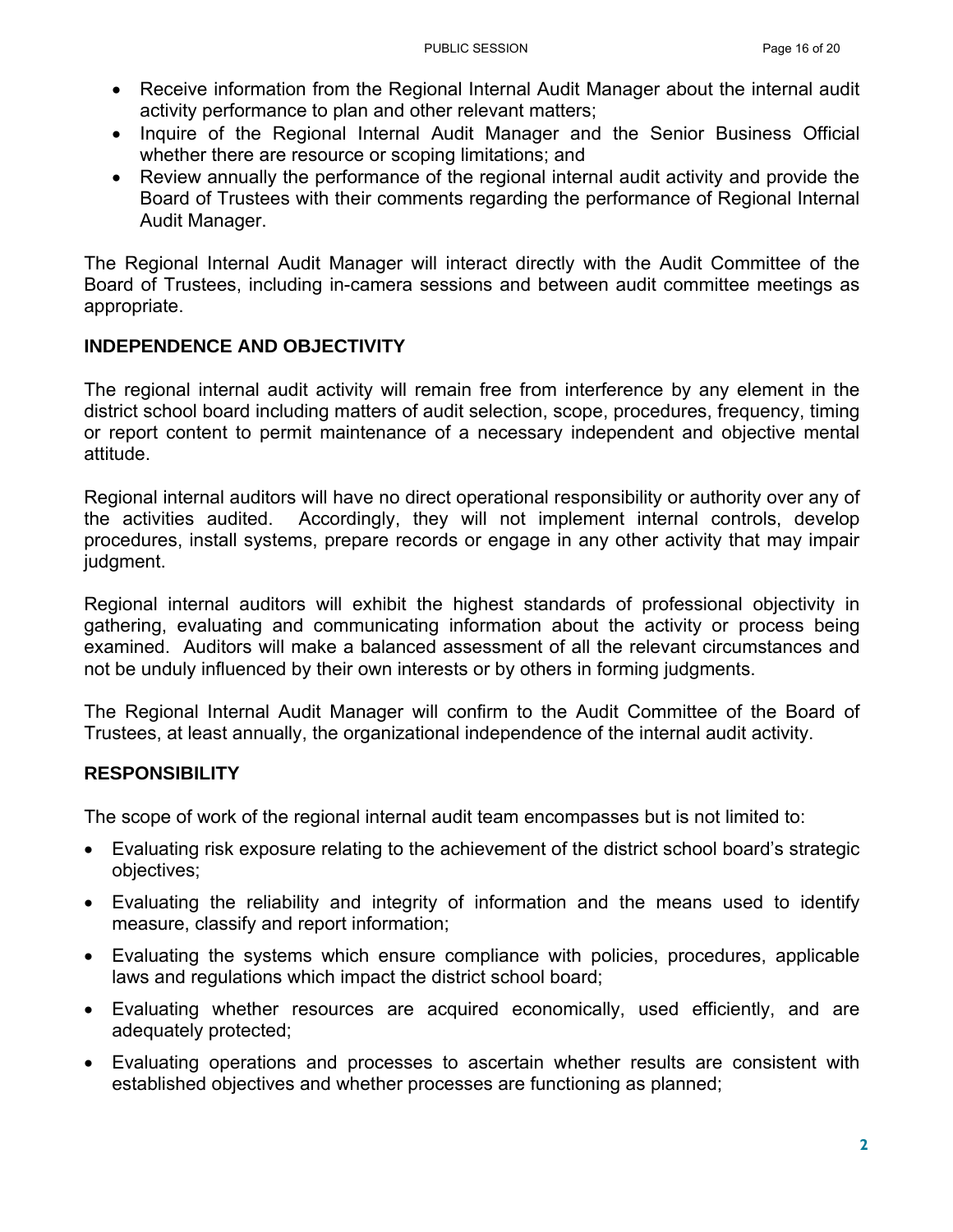- Receive information from the Regional Internal Audit Manager about the internal audit activity performance to plan and other relevant matters;
- Inquire of the Regional Internal Audit Manager and the Senior Business Official whether there are resource or scoping limitations; and
- Review annually the performance of the regional internal audit activity and provide the Board of Trustees with their comments regarding the performance of Regional Internal Audit Manager.

The Regional Internal Audit Manager will interact directly with the Audit Committee of the Board of Trustees, including in-camera sessions and between audit committee meetings as appropriate.

## INDEPENDENCE AND OBJECTIVITY

The regional internal audit activity will remain free from interference by any element in the district school board including matters of audit selection, scope, procedures, frequency, timing or report content to permit maintenance of a necessary independent and objective mental attitude.

Regional internal auditors will have no direct operational responsibility or authority over any of the activities audited. Accordingly, they will not implement internal controls, develop procedures, install systems, prepare records or engage in any other activity that may impair judgment.

Regional internal auditors will exhibit the highest standards of professional objectivity in gathering, evaluating and communicating information about the activity or process being examined. Auditors will make a balanced assessment of all the relevant circumstances and not be unduly influenced by their own interests or by others in forming judgments.

The Regional Internal Audit Manager will confirm to the Audit Committee of the Board of Trustees, at least annually, the organizational independence of the internal audit activity.

## RESPONSIBILITY

The scope of work of the regional internal audit team encompasses but is not limited to:

- Evaluating risk exposure relating to the achievement of the district school board's strategic objectives;
- Evaluating the reliability and integrity of information and the means used to identify measure, classify and report information;
- Evaluating the systems which ensure compliance with policies, procedures, applicable laws and regulations which impact the district school board;
- Evaluating whether resources are acquired economically, used efficiently, and are adequately protected;
- Evaluating operations and processes to ascertain whether results are consistent with established objectives and whether processes are functioning as planned;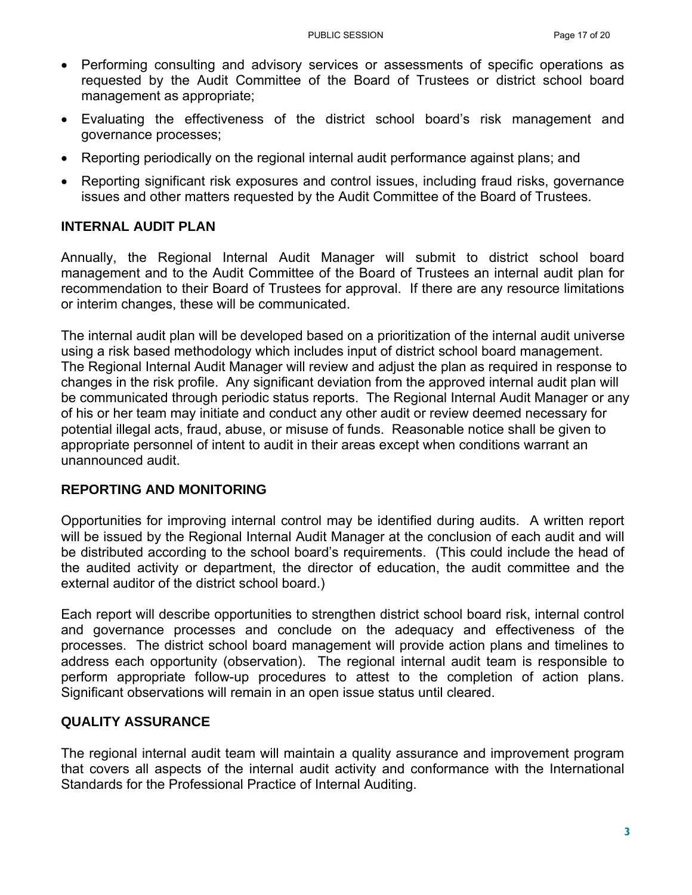- Performing consulting and advisory services or assessments of specific operations as requested by the Audit Committee of the Board of Trustees or district school board management as appropriate;
- Evaluating the effectiveness of the district school board's risk management and governance processes;
- Reporting periodically on the regional internal audit performance against plans; and
- Reporting significant risk exposures and control issues, including fraud risks, governance issues and other matters requested by the Audit Committee of the Board of Trustees.

## INTERNAL AUDIT PLAN

Annually, the Regional Internal Audit Manager will submit to district school board management and to the Audit Committee of the Board of Trustees an internal audit plan for recommendation to their Board of Trustees for approval. If there are any resource limitations or interim changes, these will be communicated.

The internal audit plan will be developed based on a prioritization of the internal audit universe using a risk based methodology which includes input of district school board management. The Regional Internal Audit Manager will review and adjust the plan as required in response to changes in the risk profile. Any significant deviation from the approved internal audit plan will be communicated through periodic status reports. The Regional Internal Audit Manager or any of his or her team may initiate and conduct any other audit or review deemed necessary for potential illegal acts, fraud, abuse, or misuse of funds. Reasonable notice shall be given to appropriate personnel of intent to audit in their areas except when conditions warrant an unannounced audit.

## REPORTING AND MONITORING

Opportunities for improving internal control may be identified during audits. A written report will be issued by the Regional Internal Audit Manager at the conclusion of each audit and will be distributed according to the school board's requirements. (This could include the head of the audited activity or department, the director of education, the audit committee and the external auditor of the district school board.)

Each report will describe opportunities to strengthen district school board risk, internal control and governance processes and conclude on the adequacy and effectiveness of the processes. The district school board management will provide action plans and timelines to address each opportunity (observation). The regional internal audit team is responsible to perform appropriate follow-up procedures to attest to the completion of action plans. Significant observations will remain in an open issue status until cleared.

## QUALITY ASSURANCE

The regional internal audit team will maintain a quality assurance and improvement program that covers all aspects of the internal audit activity and conformance with the International Standards for the Professional Practice of Internal Auditing.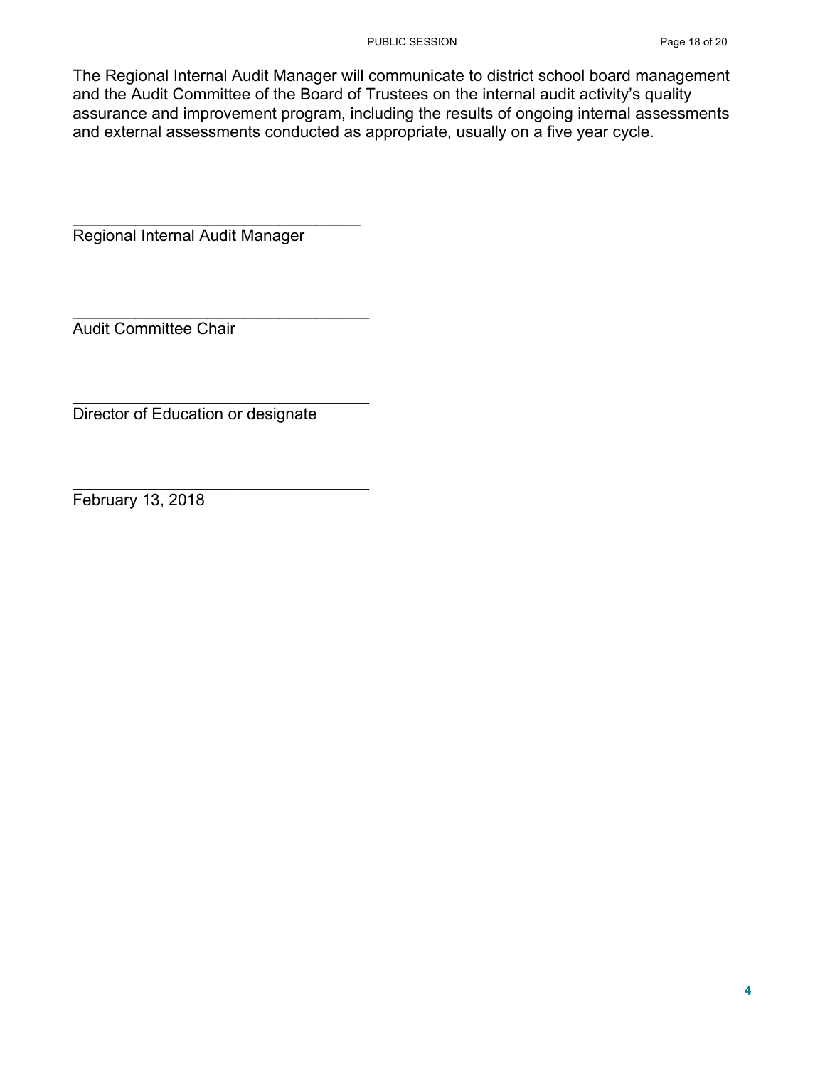The Regional Internal Audit Manager will communicate to district school board management and the Audit Committee of the Board of Trustees on the internal audit activity's quality assurance and improvement program, including the results of ongoing internal assessments and external assessments conducted as appropriate, usually on a five year cycle.

\_\_\_\_\_\_\_\_\_\_\_\_\_\_\_\_\_\_\_\_\_\_\_\_\_\_\_\_\_\_\_\_
Regional Internal Audit Manager

\_\_\_\_\_\_\_\_\_\_\_\_\_\_\_\_\_\_\_\_\_\_\_\_\_\_\_\_\_\_\_\_
Audit Committee Chair

\_\_\_\_\_\_\_\_\_\_\_\_\_\_\_\_\_\_\_\_\_\_\_\_\_\_\_\_\_\_\_\_
Director of Education or designate

\_\_\_\_\_\_\_\_\_\_\_\_\_\_\_\_\_\_\_\_\_\_\_\_\_\_\_\_\_\_\_\_
February 13, 2018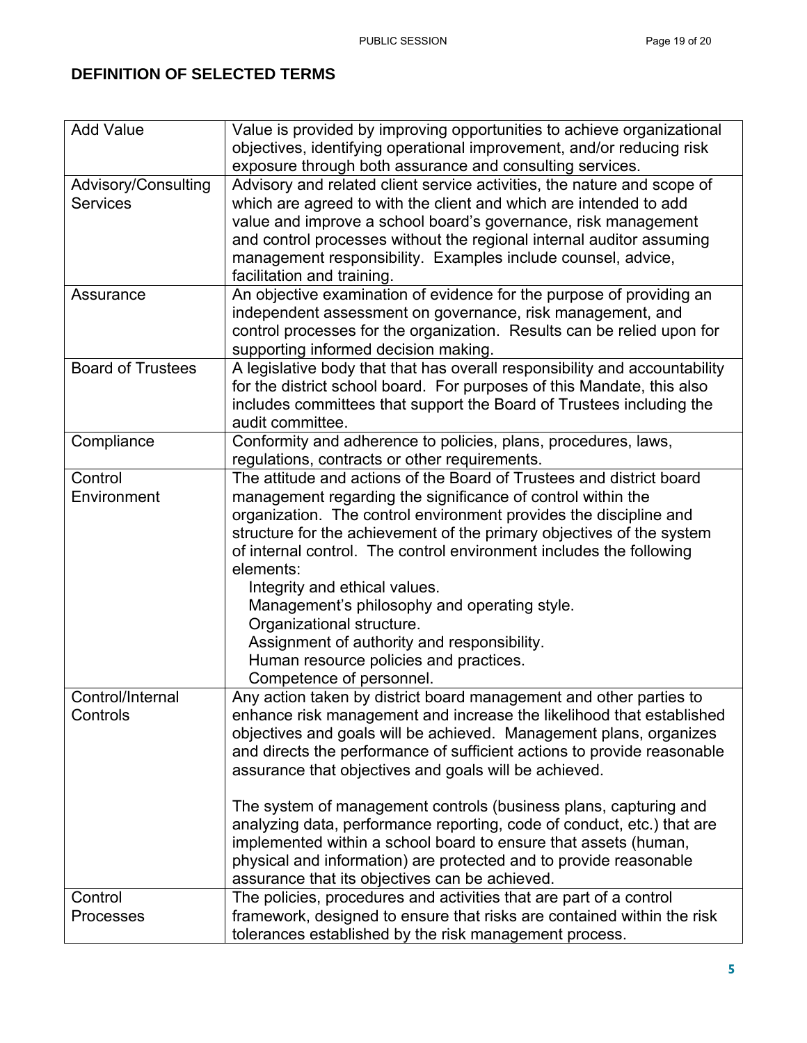## DEFINITION OF SELECTED TERMS

| Term | Definition |
|---|---|
| Add Value | Value is provided by improving opportunities to achieve organizational objectives, identifying operational improvement, and/or reducing risk exposure through both assurance and consulting services. |
| Advisory/Consulting Services | Advisory and related client service activities, the nature and scope of which are agreed to with the client and which are intended to add value and improve a school board's governance, risk management and control processes without the regional internal auditor assuming management responsibility. Examples include counsel, advice, facilitation and training. |
| Assurance | An objective examination of evidence for the purpose of providing an independent assessment on governance, risk management, and control processes for the organization. Results can be relied upon for supporting informed decision making. |
| Board of Trustees | A legislative body that that has overall responsibility and accountability for the district school board. For purposes of this Mandate, this also includes committees that support the Board of Trustees including the audit committee. |
| Compliance | Conformity and adherence to policies, plans, procedures, laws, regulations, contracts or other requirements. |
| Control Environment | The attitude and actions of the Board of Trustees and district board management regarding the significance of control within the organization. The control environment provides the discipline and structure for the achievement of the primary objectives of the system of internal control. The control environment includes the following elements:<br>Integrity and ethical values.<br>Management's philosophy and operating style.<br>Organizational structure.<br>Assignment of authority and responsibility.<br>Human resource policies and practices.<br>Competence of personnel. |
| Control/Internal Controls | Any action taken by district board management and other parties to enhance risk management and increase the likelihood that established objectives and goals will be achieved. Management plans, organizes and directs the performance of sufficient actions to provide reasonable assurance that objectives and goals will be achieved.<br><br>The system of management controls (business plans, capturing and analyzing data, performance reporting, code of conduct, etc.) that are implemented within a school board to ensure that assets (human, physical and information) are protected and to provide reasonable assurance that its objectives can be achieved. |
| Control Processes | The policies, procedures and activities that are part of a control framework, designed to ensure that risks are contained within the risk tolerances established by the risk management process. |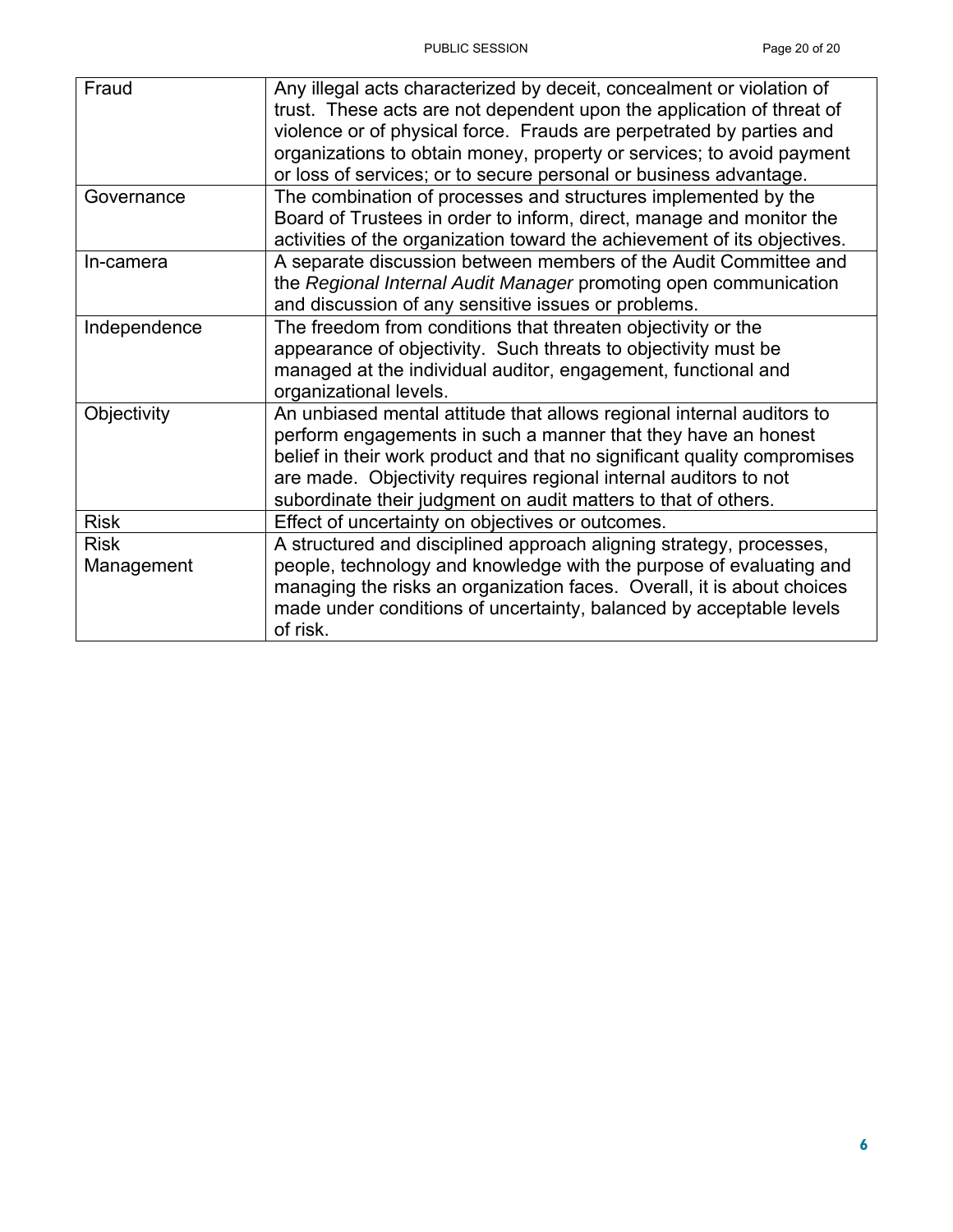| | |
|---|---|
| Fraud | Any illegal acts characterized by deceit, concealment or violation of trust. These acts are not dependent upon the application of threat of violence or of physical force. Frauds are perpetrated by parties and organizations to obtain money, property or services; to avoid payment or loss of services; or to secure personal or business advantage. |
| Governance | The combination of processes and structures implemented by the Board of Trustees in order to inform, direct, manage and monitor the activities of the organization toward the achievement of its objectives. |
| In-camera | A separate discussion between members of the Audit Committee and the *Regional Internal Audit Manager* promoting open communication and discussion of any sensitive issues or problems. |
| Independence | The freedom from conditions that threaten objectivity or the appearance of objectivity. Such threats to objectivity must be managed at the individual auditor, engagement, functional and organizational levels. |
| Objectivity | An unbiased mental attitude that allows regional internal auditors to perform engagements in such a manner that they have an honest belief in their work product and that no significant quality compromises are made. Objectivity requires regional internal auditors to not subordinate their judgment on audit matters to that of others. |
| Risk | Effect of uncertainty on objectives or outcomes. |
| Risk Management | A structured and disciplined approach aligning strategy, processes, people, technology and knowledge with the purpose of evaluating and managing the risks an organization faces. Overall, it is about choices made under conditions of uncertainty, balanced by acceptable levels of risk. |